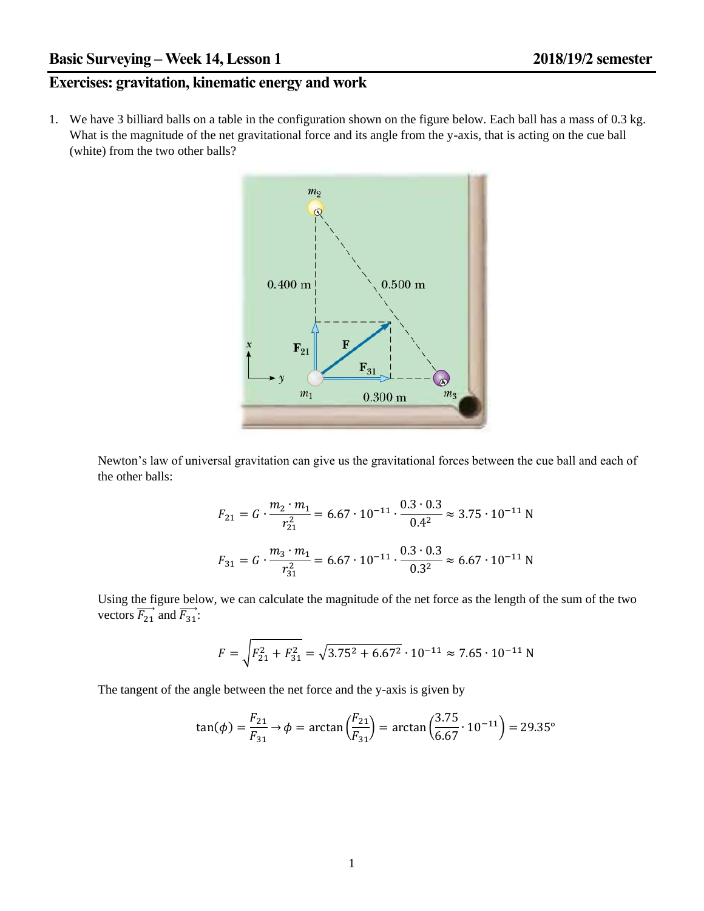## Basic Surveying – Week 14, Lesson 1 — 2018/19/2 semester

## Exercises: gravitation, kinematic energy and work

1. We have 3 billiard balls on a table in the configuration shown on the figure below. Each ball has a mass of 0.3 kg. What is the magnitude of the net gravitational force and its angle from the y-axis, that is acting on the cue ball (white) from the two other balls?

   Newton's law of universal gravitation can give us the gravitational forces between the cue ball and each of the other balls:

$$F_{21} = G \cdot \frac{m_2 \cdot m_1}{r_{21}^2} = 6.67 \cdot 10^{-11} \cdot \frac{0.3 \cdot 0.3}{0.4^2} \approx 3.75 \cdot 10^{-11}\ \text{N}$$

$$F_{31} = G \cdot \frac{m_3 \cdot m_1}{r_{31}^2} = 6.67 \cdot 10^{-11} \cdot \frac{0.3 \cdot 0.3}{0.3^2} \approx 6.67 \cdot 10^{-11}\ \text{N}$$

   Using the figure below, we can calculate the magnitude of the net force as the length of the sum of the two vectors $\overrightarrow{F_{21}}$ and $\overrightarrow{F_{31}}$:

$$F = \sqrt{F_{21}^2 + F_{31}^2} = \sqrt{3.75^2 + 6.67^2} \cdot 10^{-11} \approx 7.65 \cdot 10^{-11}\ \text{N}$$

   The tangent of the angle between the net force and the y-axis is given by

$$\tan(\phi) = \frac{F_{21}}{F_{31}} \rightarrow \phi = \arctan\left(\frac{F_{21}}{F_{31}}\right) = \arctan\left(\frac{3.75}{6.67} \cdot 10^{-11}\right) = 29.35°$$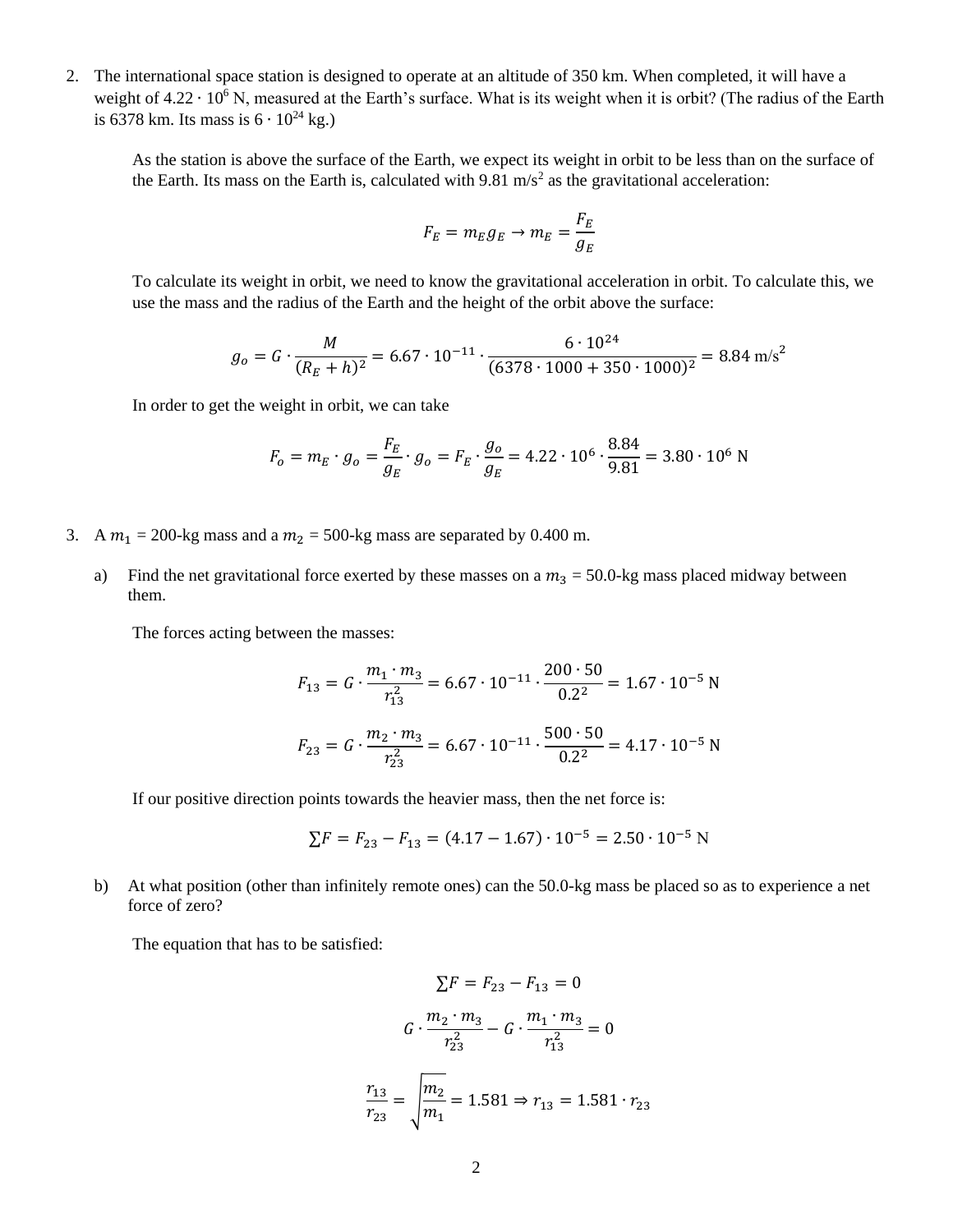2. The international space station is designed to operate at an altitude of 350 km. When completed, it will have a weight of $4.22 \cdot 10^6$ N, measured at the Earth's surface. What is its weight when it is orbit? (The radius of the Earth is 6378 km. Its mass is $6 \cdot 10^{24}$ kg.)

   As the station is above the surface of the Earth, we expect its weight in orbit to be less than on the surface of the Earth. Its mass on the Earth is, calculated with 9.81 m/s$^2$ as the gravitational acceleration:

   $$F_E = m_E g_E \rightarrow m_E = \frac{F_E}{g_E}$$

   To calculate its weight in orbit, we need to know the gravitational acceleration in orbit. To calculate this, we use the mass and the radius of the Earth and the height of the orbit above the surface:

   $$g_o = G \cdot \frac{M}{(R_E + h)^2} = 6.67 \cdot 10^{-11} \cdot \frac{6 \cdot 10^{24}}{(6378 \cdot 1000 + 350 \cdot 1000)^2} = 8.84 \text{ m/s}^2$$

   In order to get the weight in orbit, we can take

   $$F_o = m_E \cdot g_o = \frac{F_E}{g_E} \cdot g_o = F_E \cdot \frac{g_o}{g_E} = 4.22 \cdot 10^6 \cdot \frac{8.84}{9.81} = 3.80 \cdot 10^6 \text{ N}$$

3. A $m_1$ = 200-kg mass and a $m_2$ = 500-kg mass are separated by 0.400 m.

   a) Find the net gravitational force exerted by these masses on a $m_3$ = 50.0-kg mass placed midway between them.

   The forces acting between the masses:

   $$F_{13} = G \cdot \frac{m_1 \cdot m_3}{r_{13}^2} = 6.67 \cdot 10^{-11} \cdot \frac{200 \cdot 50}{0.2^2} = 1.67 \cdot 10^{-5} \text{ N}$$

   $$F_{23} = G \cdot \frac{m_2 \cdot m_3}{r_{23}^2} = 6.67 \cdot 10^{-11} \cdot \frac{500 \cdot 50}{0.2^2} = 4.17 \cdot 10^{-5} \text{ N}$$

   If our positive direction points towards the heavier mass, then the net force is:

   $$\sum F = F_{23} - F_{13} = (4.17 - 1.67) \cdot 10^{-5} = 2.50 \cdot 10^{-5} \text{ N}$$

   b) At what position (other than infinitely remote ones) can the 50.0-kg mass be placed so as to experience a net force of zero?

   The equation that has to be satisfied:

   $$\sum F = F_{23} - F_{13} = 0$$

   $$G \cdot \frac{m_2 \cdot m_3}{r_{23}^2} - G \cdot \frac{m_1 \cdot m_3}{r_{13}^2} = 0$$

   $$\frac{r_{13}}{r_{23}} = \sqrt{\frac{m_2}{m_1}} = 1.581 \Rightarrow r_{13} = 1.581 \cdot r_{23}$$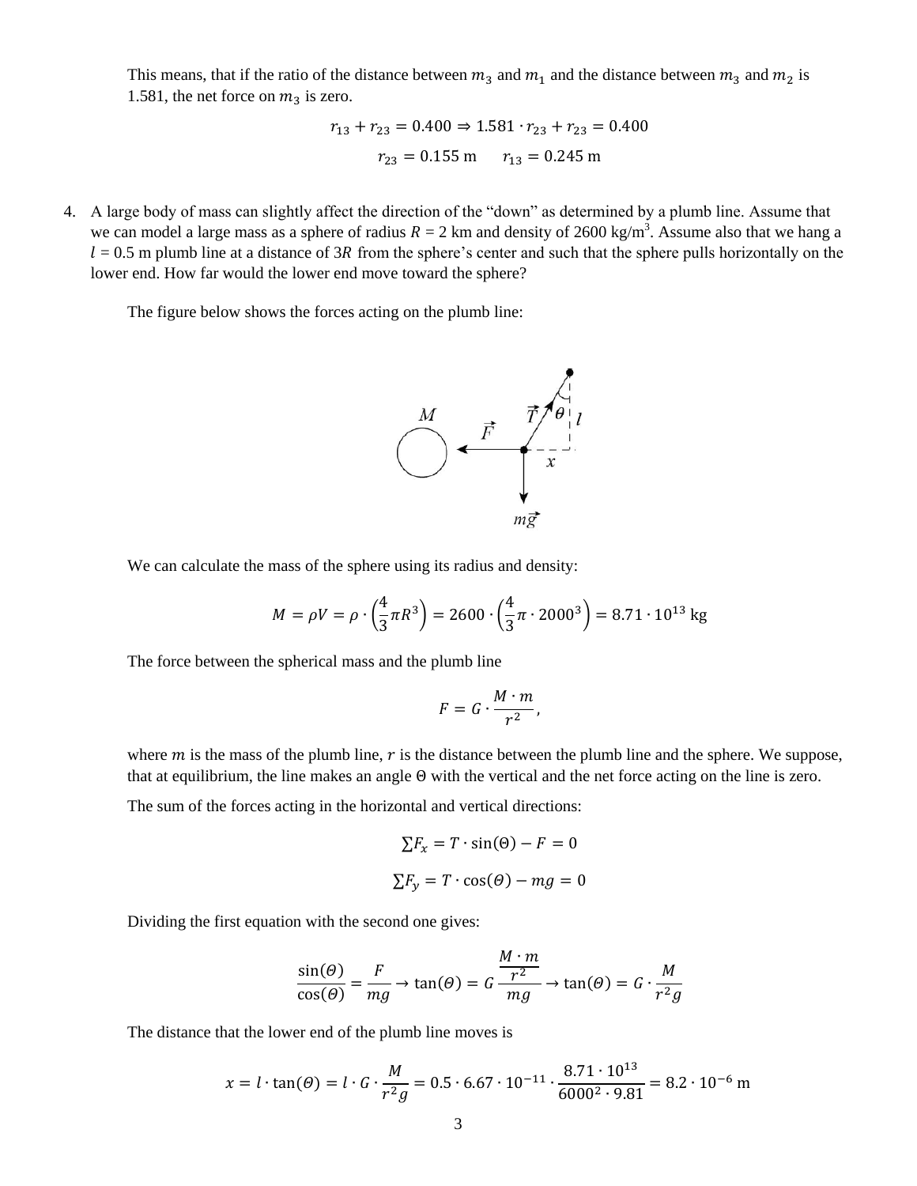This means, that if the ratio of the distance between $m_3$ and $m_1$ and the distance between $m_3$ and $m_2$ is 1.581, the net force on $m_3$ is zero.

$$r_{13} + r_{23} = 0.400 \Rightarrow 1.581 \cdot r_{23} + r_{23} = 0.400$$

$$r_{23} = 0.155 \text{ m} \qquad r_{13} = 0.245 \text{ m}$$

4. A large body of mass can slightly affect the direction of the "down" as determined by a plumb line. Assume that we can model a large mass as a sphere of radius $R$ = 2 km and density of 2600 kg/m$^3$. Assume also that we hang a $l$ = 0.5 m plumb line at a distance of $3R$ from the sphere's center and such that the sphere pulls horizontally on the lower end. How far would the lower end move toward the sphere?

   The figure below shows the forces acting on the plumb line:

   We can calculate the mass of the sphere using its radius and density:

$$M = \rho V = \rho \cdot \left(\frac{4}{3}\pi R^3\right) = 2600 \cdot \left(\frac{4}{3}\pi \cdot 2000^3\right) = 8.71 \cdot 10^{13} \text{ kg}$$

   The force between the spherical mass and the plumb line

$$F = G \cdot \frac{M \cdot m}{r^2},$$

   where $m$ is the mass of the plumb line, $r$ is the distance between the plumb line and the sphere. We suppose, that at equilibrium, the line makes an angle $\Theta$ with the vertical and the net force acting on the line is zero.

   The sum of the forces acting in the horizontal and vertical directions:

$$\sum F_x = T \cdot \sin(\Theta) - F = 0$$

$$\sum F_y = T \cdot \cos(\Theta) - mg = 0$$

   Dividing the first equation with the second one gives:

$$\frac{\sin(\Theta)}{\cos(\Theta)} = \frac{F}{mg} \rightarrow \tan(\Theta) = G\frac{\frac{M \cdot m}{r^2}}{mg} \rightarrow \tan(\Theta) = G \cdot \frac{M}{r^2 g}$$

   The distance that the lower end of the plumb line moves is

$$x = l \cdot \tan(\Theta) = l \cdot G \cdot \frac{M}{r^2 g} = 0.5 \cdot 6.67 \cdot 10^{-11} \cdot \frac{8.71 \cdot 10^{13}}{6000^2 \cdot 9.81} = 8.2 \cdot 10^{-6} \text{ m}$$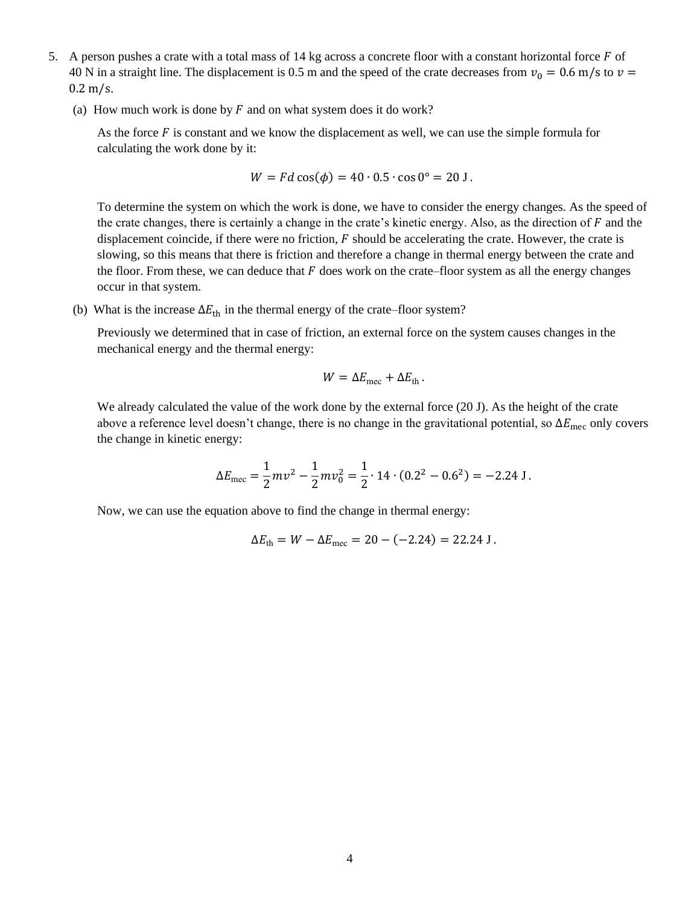5. A person pushes a crate with a total mass of 14 kg across a concrete floor with a constant horizontal force $F$ of 40 N in a straight line. The displacement is 0.5 m and the speed of the crate decreases from $v_0 = 0.6\ \text{m/s}$ to $v = 0.2\ \text{m/s}$.

   (a) How much work is done by $F$ and on what system does it do work?

   As the force $F$ is constant and we know the displacement as well, we can use the simple formula for calculating the work done by it:

   $$W = Fd\cos(\phi) = 40 \cdot 0.5 \cdot \cos 0° = 20\ \text{J}\,.$$

   To determine the system on which the work is done, we have to consider the energy changes. As the speed of the crate changes, there is certainly a change in the crate's kinetic energy. Also, as the direction of $F$ and the displacement coincide, if there were no friction, $F$ should be accelerating the crate. However, the crate is slowing, so this means that there is friction and therefore a change in thermal energy between the crate and the floor. From these, we can deduce that $F$ does work on the crate–floor system as all the energy changes occur in that system.

   (b) What is the increase $\Delta E_{\text{th}}$ in the thermal energy of the crate–floor system?

   Previously we determined that in case of friction, an external force on the system causes changes in the mechanical energy and the thermal energy:

   $$W = \Delta E_{\text{mec}} + \Delta E_{\text{th}}\,.$$

   We already calculated the value of the work done by the external force (20 J). As the height of the crate above a reference level doesn't change, there is no change in the gravitational potential, so $\Delta E_{\text{mec}}$ only covers the change in kinetic energy:

   $$\Delta E_{\text{mec}} = \frac{1}{2}mv^2 - \frac{1}{2}mv_0^2 = \frac{1}{2} \cdot 14 \cdot (0.2^2 - 0.6^2) = -2.24\ \text{J}\,.$$

   Now, we can use the equation above to find the change in thermal energy:

   $$\Delta E_{\text{th}} = W - \Delta E_{\text{mec}} = 20 - (-2.24) = 22.24\ \text{J}\,.$$